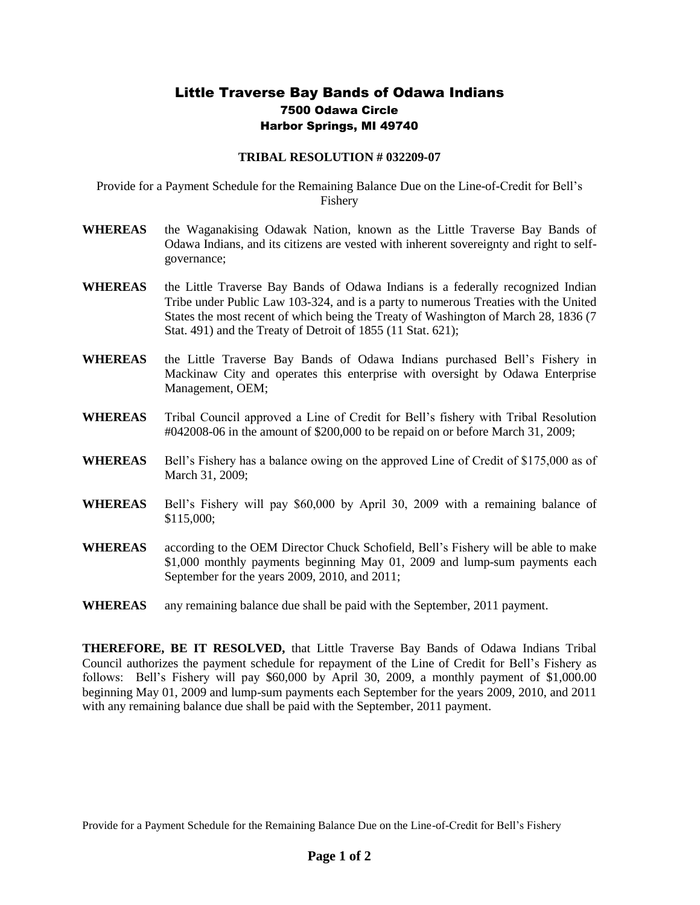# Little Traverse Bay Bands of Odawa Indians

## 7500 Odawa Circle
## Harbor Springs, MI 49740

**TRIBAL RESOLUTION # 032209-07**

Provide for a Payment Schedule for the Remaining Balance Due on the Line-of-Credit for Bell's Fishery

**WHEREAS** the Waganakising Odawak Nation, known as the Little Traverse Bay Bands of Odawa Indians, and its citizens are vested with inherent sovereignty and right to self-governance;

**WHEREAS** the Little Traverse Bay Bands of Odawa Indians is a federally recognized Indian Tribe under Public Law 103-324, and is a party to numerous Treaties with the United States the most recent of which being the Treaty of Washington of March 28, 1836 (7 Stat. 491) and the Treaty of Detroit of 1855 (11 Stat. 621);

**WHEREAS** the Little Traverse Bay Bands of Odawa Indians purchased Bell's Fishery in Mackinaw City and operates this enterprise with oversight by Odawa Enterprise Management, OEM;

**WHEREAS** Tribal Council approved a Line of Credit for Bell's fishery with Tribal Resolution #042008-06 in the amount of $200,000 to be repaid on or before March 31, 2009;

**WHEREAS** Bell's Fishery has a balance owing on the approved Line of Credit of $175,000 as of March 31, 2009;

**WHEREAS** Bell's Fishery will pay $60,000 by April 30, 2009 with a remaining balance of $115,000;

**WHEREAS** according to the OEM Director Chuck Schofield, Bell's Fishery will be able to make $1,000 monthly payments beginning May 01, 2009 and lump-sum payments each September for the years 2009, 2010, and 2011;

**WHEREAS** any remaining balance due shall be paid with the September, 2011 payment.

**THEREFORE, BE IT RESOLVED,** that Little Traverse Bay Bands of Odawa Indians Tribal Council authorizes the payment schedule for repayment of the Line of Credit for Bell's Fishery as follows: Bell's Fishery will pay $60,000 by April 30, 2009, a monthly payment of $1,000.00 beginning May 01, 2009 and lump-sum payments each September for the years 2009, 2010, and 2011 with any remaining balance due shall be paid with the September, 2011 payment.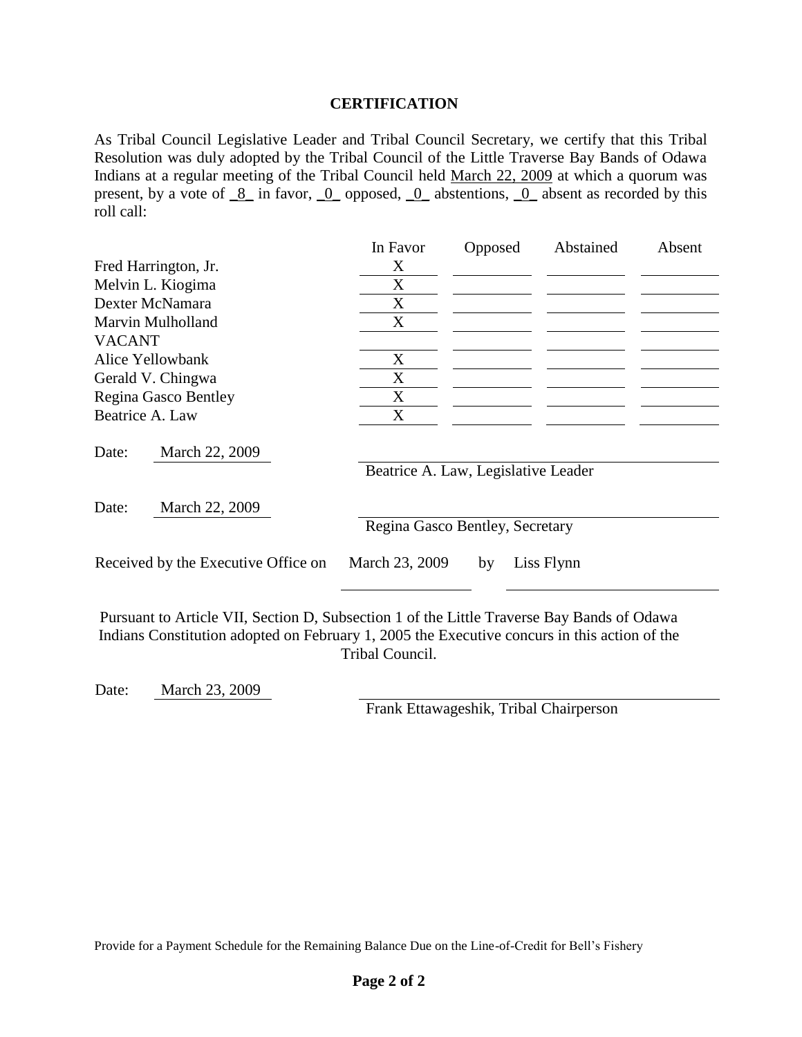**CERTIFICATION**

As Tribal Council Legislative Leader and Tribal Council Secretary, we certify that this Tribal Resolution was duly adopted by the Tribal Council of the Little Traverse Bay Bands of Odawa Indians at a regular meeting of the Tribal Council held March 22, 2009 at which a quorum was present, by a vote of _8_ in favor, _0_ opposed, _0_ abstentions, _0_ absent as recorded by this roll call:

| | In Favor | Opposed | Abstained | Absent |
|---|---|---|---|---|
| Fred Harrington, Jr. | X | | | |
| Melvin L. Kiogima | X | | | |
| Dexter McNamara | X | | | |
| Marvin Mulholland | X | | | |
| VACANT | | | | |
| Alice Yellowbank | X | | | |
| Gerald V. Chingwa | X | | | |
| Regina Gasco Bentley | X | | | |
| Beatrice A. Law | X | | | |

Date: March 22, 2009

Beatrice A. Law, Legislative Leader

Date: March 22, 2009

Regina Gasco Bentley, Secretary

Received by the Executive Office on March 23, 2009 by Liss Flynn

Pursuant to Article VII, Section D, Subsection 1 of the Little Traverse Bay Bands of Odawa Indians Constitution adopted on February 1, 2005 the Executive concurs in this action of the Tribal Council.

Date: March 23, 2009

Frank Ettawageshik, Tribal Chairperson

Provide for a Payment Schedule for the Remaining Balance Due on the Line-of-Credit for Bell's Fishery